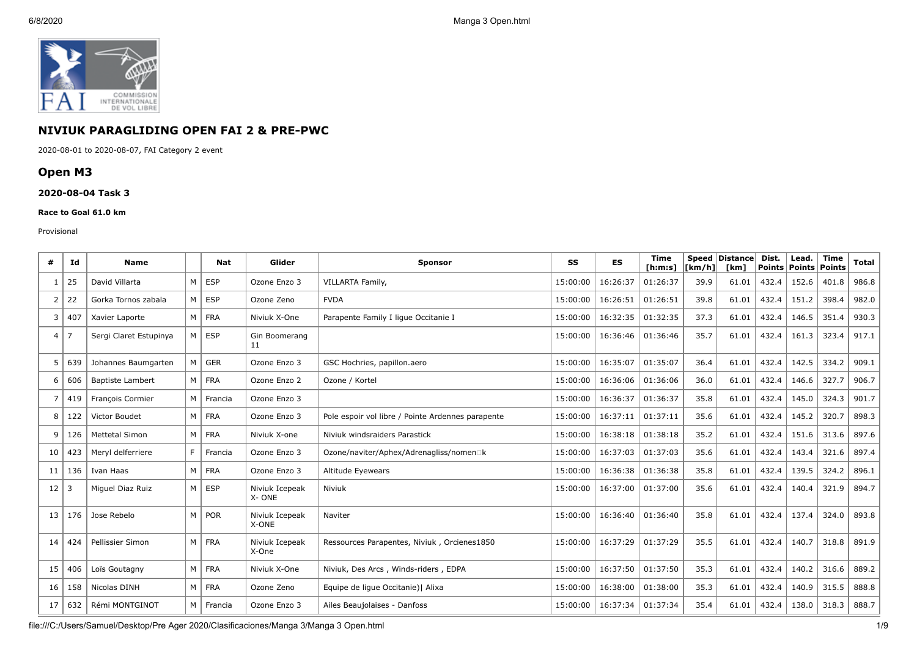# NIVIUK PARAGLIDING OPEN FAI 2 & PRE-PWC

2020-08-01 to 2020-08-07, FAI Category 2 event

## Open M3

### 2020-08-04 Task 3

#### Race to Goal 61.0 km

Provisional

| # | Id | Name | | Nat | Glider | Sponsor | SS | ES | Time [h:m:s] | Speed [km/h] | Distance [km] | Dist. Points | Lead. Points | Time Points | Total |
|---|---|---|---|---|---|---|---|---|---|---|---|---|---|---|---|
| 1 | 25 | David Villarta | M | ESP | Ozone Enzo 3 | VILLARTA Family, | 15:00:00 | 16:26:37 | 01:26:37 | 39.9 | 61.01 | 432.4 | 152.6 | 401.8 | 986.8 |
| 2 | 22 | Gorka Tornos zabala | M | ESP | Ozone Zeno | FVDA | 15:00:00 | 16:26:51 | 01:26:51 | 39.8 | 61.01 | 432.4 | 151.2 | 398.4 | 982.0 |
| 3 | 407 | Xavier Laporte | M | FRA | Niviuk X-One | Parapente Family I ligue Occitanie I | 15:00:00 | 16:32:35 | 01:32:35 | 37.3 | 61.01 | 432.4 | 146.5 | 351.4 | 930.3 |
| 4 | 7 | Sergi Claret Estupinya | M | ESP | Gin Boomerang 11 | | 15:00:00 | 16:36:46 | 01:36:46 | 35.7 | 61.01 | 432.4 | 161.3 | 323.4 | 917.1 |
| 5 | 639 | Johannes Baumgarten | M | GER | Ozone Enzo 3 | GSC Hochries, papillon.aero | 15:00:00 | 16:35:07 | 01:35:07 | 36.4 | 61.01 | 432.4 | 142.5 | 334.2 | 909.1 |
| 6 | 606 | Baptiste Lambert | M | FRA | Ozone Enzo 2 | Ozone / Kortel | 15:00:00 | 16:36:06 | 01:36:06 | 36.0 | 61.01 | 432.4 | 146.6 | 327.7 | 906.7 |
| 7 | 419 | François Cormier | M | Francia | Ozone Enzo 3 | | 15:00:00 | 16:36:37 | 01:36:37 | 35.8 | 61.01 | 432.4 | 145.0 | 324.3 | 901.7 |
| 8 | 122 | Victor Boudet | M | FRA | Ozone Enzo 3 | Pole espoir vol libre / Pointe Ardennes parapente | 15:00:00 | 16:37:11 | 01:37:11 | 35.6 | 61.01 | 432.4 | 145.2 | 320.7 | 898.3 |
| 9 | 126 | Mettetal Simon | M | FRA | Niviuk X-one | Niviuk windsraiders Parastick | 15:00:00 | 16:38:18 | 01:38:18 | 35.2 | 61.01 | 432.4 | 151.6 | 313.6 | 897.6 |
| 10 | 423 | Meryl delferriere | F | Francia | Ozone Enzo 3 | Ozone/naviter/Aphex/Adrenagliss/nomen□k | 15:00:00 | 16:37:03 | 01:37:03 | 35.6 | 61.01 | 432.4 | 143.4 | 321.6 | 897.4 |
| 11 | 136 | Ivan Haas | M | FRA | Ozone Enzo 3 | Altitude Eyewears | 15:00:00 | 16:36:38 | 01:36:38 | 35.8 | 61.01 | 432.4 | 139.5 | 324.2 | 896.1 |
| 12 | 3 | Miguel Diaz Ruiz | M | ESP | Niviuk Icepeak X- ONE | Niviuk | 15:00:00 | 16:37:00 | 01:37:00 | 35.6 | 61.01 | 432.4 | 140.4 | 321.9 | 894.7 |
| 13 | 176 | Jose Rebelo | M | POR | Niviuk Icepeak X-ONE | Naviter | 15:00:00 | 16:36:40 | 01:36:40 | 35.8 | 61.01 | 432.4 | 137.4 | 324.0 | 893.8 |
| 14 | 424 | Pellissier Simon | M | FRA | Niviuk Icepeak X-One | Ressources Parapentes, Niviuk , Orcienes1850 | 15:00:00 | 16:37:29 | 01:37:29 | 35.5 | 61.01 | 432.4 | 140.7 | 318.8 | 891.9 |
| 15 | 406 | Loïs Goutagny | M | FRA | Niviuk X-One | Niviuk, Des Arcs , Winds-riders , EDPA | 15:00:00 | 16:37:50 | 01:37:50 | 35.3 | 61.01 | 432.4 | 140.2 | 316.6 | 889.2 |
| 16 | 158 | Nicolas DINH | M | FRA | Ozone Zeno | Equipe de ligue Occitanie)\| Alixa | 15:00:00 | 16:38:00 | 01:38:00 | 35.3 | 61.01 | 432.4 | 140.9 | 315.5 | 888.8 |
| 17 | 632 | Rémi MONTGINOT | M | Francia | Ozone Enzo 3 | Ailes Beaujolaises - Danfoss | 15:00:00 | 16:37:34 | 01:37:34 | 35.4 | 61.01 | 432.4 | 138.0 | 318.3 | 888.7 |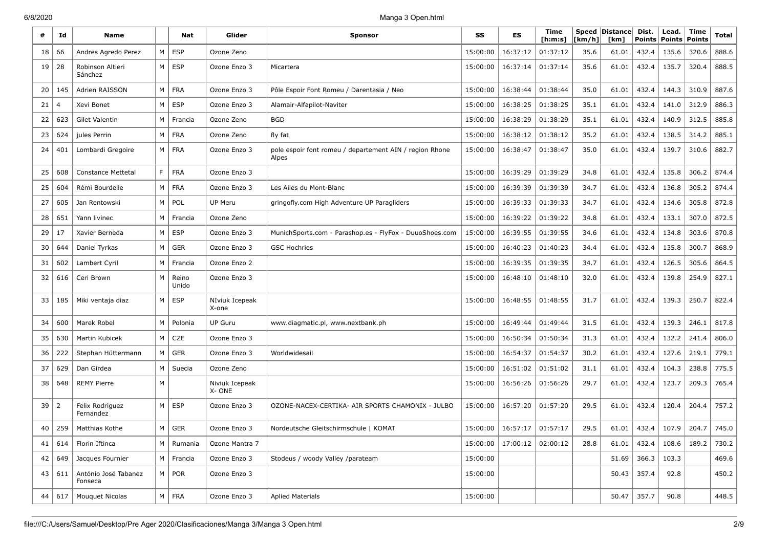| # | Id | Name | | Nat | Glider | Sponsor | SS | ES | Time [h:m:s] | Speed [km/h] | Distance [km] | Dist. Points | Lead. Points | Time Points | Total |
|---|---|---|---|---|---|---|---|---|---|---|---|---|---|---|---|
| 18 | 66 | Andres Agredo Perez | M | ESP | Ozone Zeno | | 15:00:00 | 16:37:12 | 01:37:12 | 35.6 | 61.01 | 432.4 | 135.6 | 320.6 | 888.6 |
| 19 | 28 | Robinson Altieri Sánchez | M | ESP | Ozone Enzo 3 | Micartera | 15:00:00 | 16:37:14 | 01:37:14 | 35.6 | 61.01 | 432.4 | 135.7 | 320.4 | 888.5 |
| 20 | 145 | Adrien RAISSON | M | FRA | Ozone Enzo 3 | Pôle Espoir Font Romeu / Darentasia / Neo | 15:00:00 | 16:38:44 | 01:38:44 | 35.0 | 61.01 | 432.4 | 144.3 | 310.9 | 887.6 |
| 21 | 4 | Xevi Bonet | M | ESP | Ozone Enzo 3 | Alamair-Alfapilot-Naviter | 15:00:00 | 16:38:25 | 01:38:25 | 35.1 | 61.01 | 432.4 | 141.0 | 312.9 | 886.3 |
| 22 | 623 | Gilet Valentin | M | Francia | Ozone Zeno | BGD | 15:00:00 | 16:38:29 | 01:38:29 | 35.1 | 61.01 | 432.4 | 140.9 | 312.5 | 885.8 |
| 23 | 624 | jules Perrin | M | FRA | Ozone Zeno | fly fat | 15:00:00 | 16:38:12 | 01:38:12 | 35.2 | 61.01 | 432.4 | 138.5 | 314.2 | 885.1 |
| 24 | 401 | Lombardi Gregoire | M | FRA | Ozone Enzo 3 | pole espoir font romeu / departement AIN / region Rhone Alpes | 15:00:00 | 16:38:47 | 01:38:47 | 35.0 | 61.01 | 432.4 | 139.7 | 310.6 | 882.7 |
| 25 | 608 | Constance Mettetal | F | FRA | Ozone Enzo 3 | | 15:00:00 | 16:39:29 | 01:39:29 | 34.8 | 61.01 | 432.4 | 135.8 | 306.2 | 874.4 |
| 25 | 604 | Rémi Bourdelle | M | FRA | Ozone Enzo 3 | Les Ailes du Mont-Blanc | 15:00:00 | 16:39:39 | 01:39:39 | 34.7 | 61.01 | 432.4 | 136.8 | 305.2 | 874.4 |
| 27 | 605 | Jan Rentowski | M | POL | UP Meru | gringofly.com High Adventure UP Paragliders | 15:00:00 | 16:39:33 | 01:39:33 | 34.7 | 61.01 | 432.4 | 134.6 | 305.8 | 872.8 |
| 28 | 651 | Yann livinec | M | Francia | Ozone Zeno | | 15:00:00 | 16:39:22 | 01:39:22 | 34.8 | 61.01 | 432.4 | 133.1 | 307.0 | 872.5 |
| 29 | 17 | Xavier Berneda | M | ESP | Ozone Enzo 3 | MunichSports.com - Parashop.es - FlyFox - DuuoShoes.com | 15:00:00 | 16:39:55 | 01:39:55 | 34.6 | 61.01 | 432.4 | 134.8 | 303.6 | 870.8 |
| 30 | 644 | Daniel Tyrkas | M | GER | Ozone Enzo 3 | GSC Hochries | 15:00:00 | 16:40:23 | 01:40:23 | 34.4 | 61.01 | 432.4 | 135.8 | 300.7 | 868.9 |
| 31 | 602 | Lambert Cyril | M | Francia | Ozone Enzo 2 | | 15:00:00 | 16:39:35 | 01:39:35 | 34.7 | 61.01 | 432.4 | 126.5 | 305.6 | 864.5 |
| 32 | 616 | Ceri Brown | M | Reino Unido | Ozone Enzo 3 | | 15:00:00 | 16:48:10 | 01:48:10 | 32.0 | 61.01 | 432.4 | 139.8 | 254.9 | 827.1 |
| 33 | 185 | Miki ventaja diaz | M | ESP | NIviuk Icepeak X-one | | 15:00:00 | 16:48:55 | 01:48:55 | 31.7 | 61.01 | 432.4 | 139.3 | 250.7 | 822.4 |
| 34 | 600 | Marek Robel | M | Polonia | UP Guru | www.diagmatic.pl, www.nextbank.ph | 15:00:00 | 16:49:44 | 01:49:44 | 31.5 | 61.01 | 432.4 | 139.3 | 246.1 | 817.8 |
| 35 | 630 | Martin Kubicek | M | CZE | Ozone Enzo 3 | | 15:00:00 | 16:50:34 | 01:50:34 | 31.3 | 61.01 | 432.4 | 132.2 | 241.4 | 806.0 |
| 36 | 222 | Stephan Hüttermann | M | GER | Ozone Enzo 3 | Worldwidesail | 15:00:00 | 16:54:37 | 01:54:37 | 30.2 | 61.01 | 432.4 | 127.6 | 219.1 | 779.1 |
| 37 | 629 | Dan Girdea | M | Suecia | Ozone Zeno | | 15:00:00 | 16:51:02 | 01:51:02 | 31.1 | 61.01 | 432.4 | 104.3 | 238.8 | 775.5 |
| 38 | 648 | REMY Pierre | M | | Niviuk Icepeak X- ONE | | 15:00:00 | 16:56:26 | 01:56:26 | 29.7 | 61.01 | 432.4 | 123.7 | 209.3 | 765.4 |
| 39 | 2 | Felix Rodriguez Fernandez | M | ESP | Ozone Enzo 3 | OZONE-NACEX-CERTIKA- AIR SPORTS CHAMONIX - JULBO | 15:00:00 | 16:57:20 | 01:57:20 | 29.5 | 61.01 | 432.4 | 120.4 | 204.4 | 757.2 |
| 40 | 259 | Matthias Kothe | M | GER | Ozone Enzo 3 | Nordeutsche Gleitschirmschule \| KOMAT | 15:00:00 | 16:57:17 | 01:57:17 | 29.5 | 61.01 | 432.4 | 107.9 | 204.7 | 745.0 |
| 41 | 614 | Florin Iftinca | M | Rumania | Ozone Mantra 7 | | 15:00:00 | 17:00:12 | 02:00:12 | 28.8 | 61.01 | 432.4 | 108.6 | 189.2 | 730.2 |
| 42 | 649 | Jacques Fournier | M | Francia | Ozone Enzo 3 | Stodeus / woody Valley /parateam | 15:00:00 | | | | 51.69 | 366.3 | 103.3 | | 469.6 |
| 43 | 611 | António José Tabanez Fonseca | M | POR | Ozone Enzo 3 | | 15:00:00 | | | | 50.43 | 357.4 | 92.8 | | 450.2 |
| 44 | 617 | Mouquet Nicolas | M | FRA | Ozone Enzo 3 | Aplied Materials | 15:00:00 | | | | 50.47 | 357.7 | 90.8 | | 448.5 |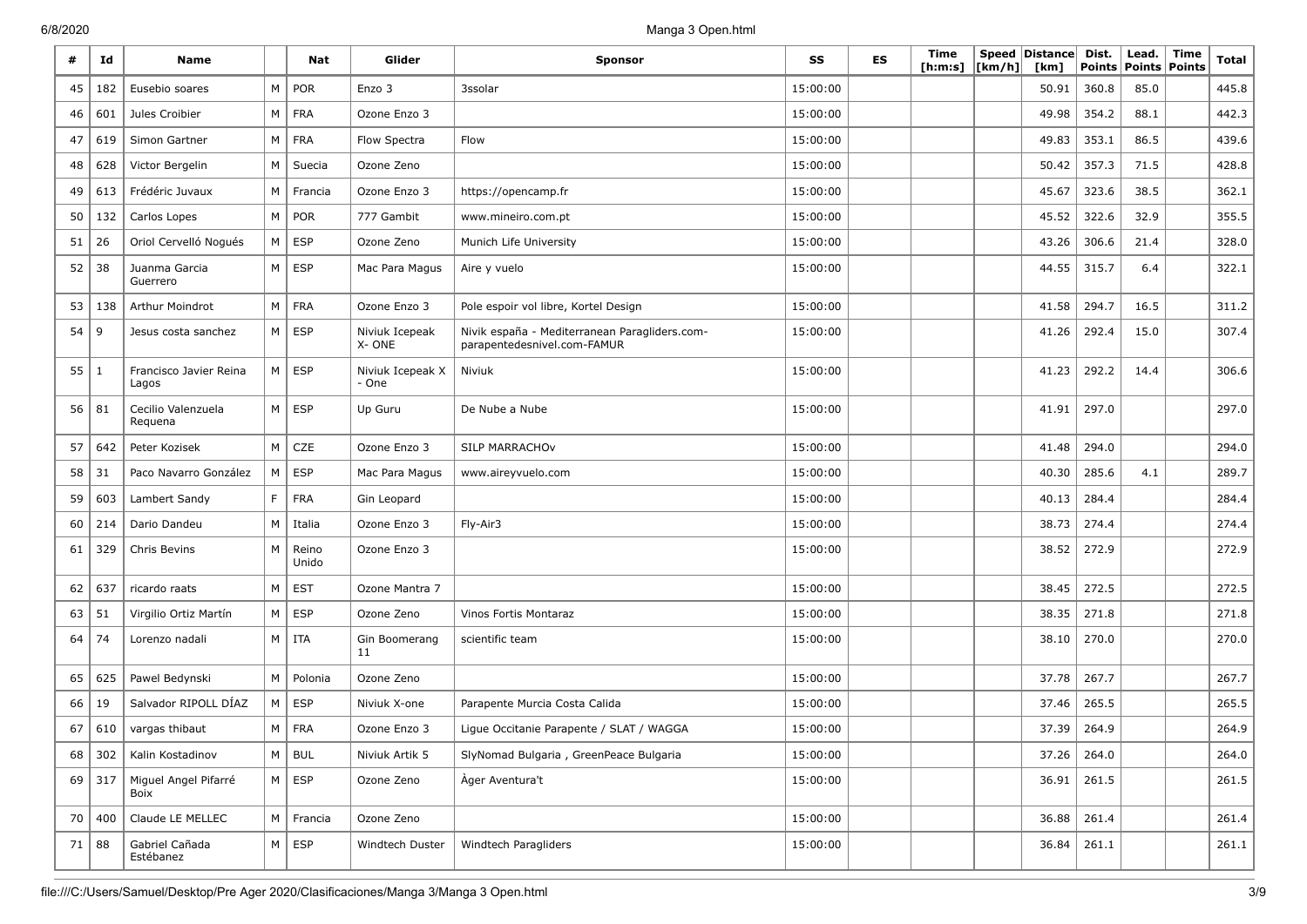| # | Id | Name | | Nat | Glider | Sponsor | SS | ES | Time [h:m:s] | Speed [km/h] | Distance [km] | Dist. Points | Lead. Points | Time Points | Total |
|---|---|---|---|---|---|---|---|---|---|---|---|---|---|---|---|
| 45 | 182 | Eusebio soares | M | POR | Enzo 3 | 3ssolar | 15:00:00 | | | | 50.91 | 360.8 | 85.0 | | 445.8 |
| 46 | 601 | Jules Croibier | M | FRA | Ozone Enzo 3 | | 15:00:00 | | | | 49.98 | 354.2 | 88.1 | | 442.3 |
| 47 | 619 | Simon Gartner | M | FRA | Flow Spectra | Flow | 15:00:00 | | | | 49.83 | 353.1 | 86.5 | | 439.6 |
| 48 | 628 | Victor Bergelin | M | Suecia | Ozone Zeno | | 15:00:00 | | | | 50.42 | 357.3 | 71.5 | | 428.8 |
| 49 | 613 | Frédéric Juvaux | M | Francia | Ozone Enzo 3 | https://opencamp.fr | 15:00:00 | | | | 45.67 | 323.6 | 38.5 | | 362.1 |
| 50 | 132 | Carlos Lopes | M | POR | 777 Gambit | www.mineiro.com.pt | 15:00:00 | | | | 45.52 | 322.6 | 32.9 | | 355.5 |
| 51 | 26 | Oriol Cervelló Nogués | M | ESP | Ozone Zeno | Munich Life University | 15:00:00 | | | | 43.26 | 306.6 | 21.4 | | 328.0 |
| 52 | 38 | Juanma Garcia Guerrero | M | ESP | Mac Para Magus | Aire y vuelo | 15:00:00 | | | | 44.55 | 315.7 | 6.4 | | 322.1 |
| 53 | 138 | Arthur Moindrot | M | FRA | Ozone Enzo 3 | Pole espoir vol libre, Kortel Design | 15:00:00 | | | | 41.58 | 294.7 | 16.5 | | 311.2 |
| 54 | 9 | Jesus costa sanchez | M | ESP | Niviuk Icepeak X- ONE | Nivik españa - Mediterranean Paragliders.com-parapentedesnivel.com-FAMUR | 15:00:00 | | | | 41.26 | 292.4 | 15.0 | | 307.4 |
| 55 | 1 | Francisco Javier Reina Lagos | M | ESP | Niviuk Icepeak X - One | Niviuk | 15:00:00 | | | | 41.23 | 292.2 | 14.4 | | 306.6 |
| 56 | 81 | Cecilio Valenzuela Requena | M | ESP | Up Guru | De Nube a Nube | 15:00:00 | | | | 41.91 | 297.0 | | | 297.0 |
| 57 | 642 | Peter Kozisek | M | CZE | Ozone Enzo 3 | SILP MARRACHOv | 15:00:00 | | | | 41.48 | 294.0 | | | 294.0 |
| 58 | 31 | Paco Navarro González | M | ESP | Mac Para Magus | www.aireyvuelo.com | 15:00:00 | | | | 40.30 | 285.6 | 4.1 | | 289.7 |
| 59 | 603 | Lambert Sandy | F | FRA | Gin Leopard | | 15:00:00 | | | | 40.13 | 284.4 | | | 284.4 |
| 60 | 214 | Dario Dandeu | M | Italia | Ozone Enzo 3 | Fly-Air3 | 15:00:00 | | | | 38.73 | 274.4 | | | 274.4 |
| 61 | 329 | Chris Bevins | M | Reino Unido | Ozone Enzo 3 | | 15:00:00 | | | | 38.52 | 272.9 | | | 272.9 |
| 62 | 637 | ricardo raats | M | EST | Ozone Mantra 7 | | 15:00:00 | | | | 38.45 | 272.5 | | | 272.5 |
| 63 | 51 | Virgilio Ortiz Martín | M | ESP | Ozone Zeno | Vinos Fortis Montaraz | 15:00:00 | | | | 38.35 | 271.8 | | | 271.8 |
| 64 | 74 | Lorenzo nadali | M | ITA | Gin Boomerang 11 | scientific team | 15:00:00 | | | | 38.10 | 270.0 | | | 270.0 |
| 65 | 625 | Pawel Bedynski | M | Polonia | Ozone Zeno | | 15:00:00 | | | | 37.78 | 267.7 | | | 267.7 |
| 66 | 19 | Salvador RIPOLL DÍAZ | M | ESP | Niviuk X-one | Parapente Murcia Costa Calida | 15:00:00 | | | | 37.46 | 265.5 | | | 265.5 |
| 67 | 610 | vargas thibaut | M | FRA | Ozone Enzo 3 | Ligue Occitanie Parapente / SLAT / WAGGA | 15:00:00 | | | | 37.39 | 264.9 | | | 264.9 |
| 68 | 302 | Kalin Kostadinov | M | BUL | Niviuk Artik 5 | SlyNomad Bulgaria , GreenPeace Bulgaria | 15:00:00 | | | | 37.26 | 264.0 | | | 264.0 |
| 69 | 317 | Miguel Angel Pifarré Boix | M | ESP | Ozone Zeno | Àger Aventura't | 15:00:00 | | | | 36.91 | 261.5 | | | 261.5 |
| 70 | 400 | Claude LE MELLEC | M | Francia | Ozone Zeno | | 15:00:00 | | | | 36.88 | 261.4 | | | 261.4 |
| 71 | 88 | Gabriel Cañada Estébanez | M | ESP | Windtech Duster | Windtech Paragliders | 15:00:00 | | | | 36.84 | 261.1 | | | 261.1 |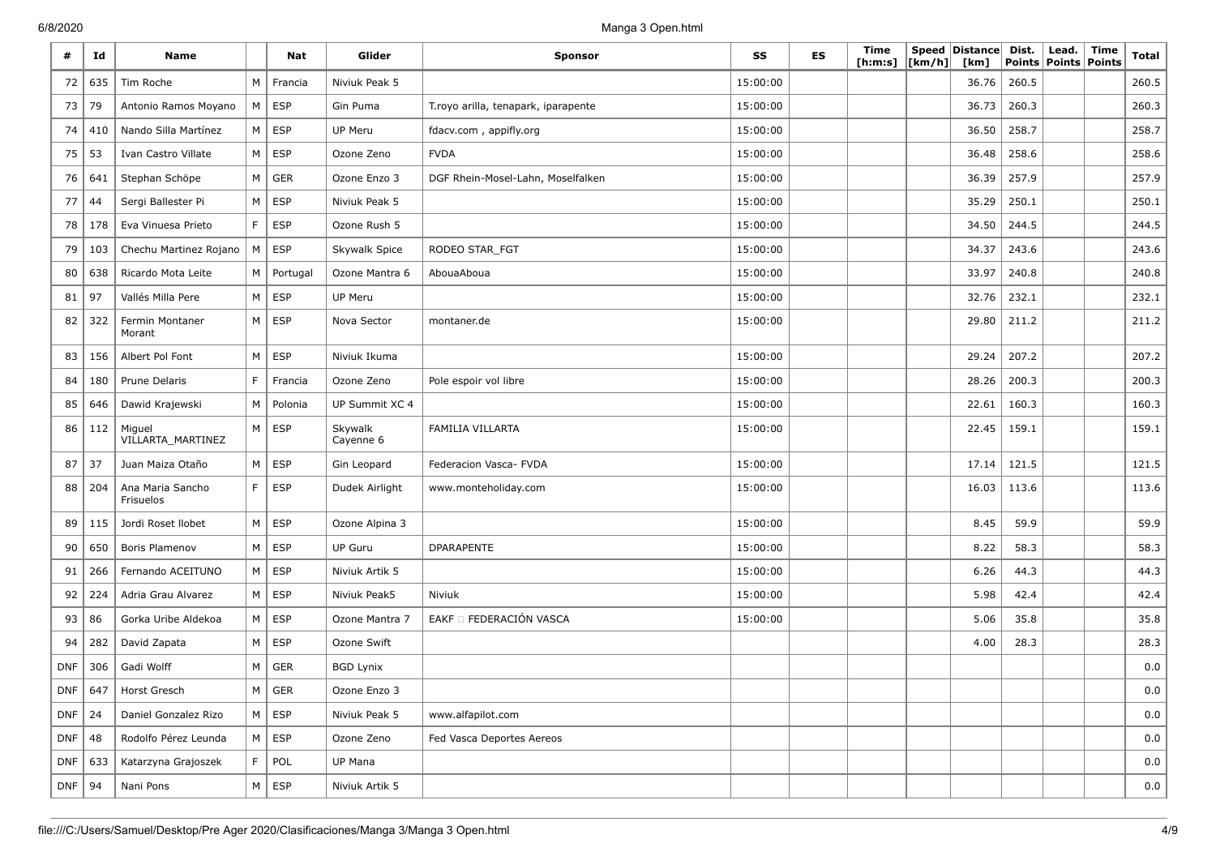| # | Id | Name | | Nat | Glider | Sponsor | SS | ES | Time [h:m:s] | Speed [km/h] | Distance [km] | Dist. Points | Lead. Points | Time Points | Total |
|---|---|---|---|---|---|---|---|---|---|---|---|---|---|---|---|
| 72 | 635 | Tim Roche | M | Francia | Niviuk Peak 5 | | 15:00:00 | | | | 36.76 | 260.5 | | | 260.5 |
| 73 | 79 | Antonio Ramos Moyano | M | ESP | Gin Puma | T.royo arilla, tenapark, iparapente | 15:00:00 | | | | 36.73 | 260.3 | | | 260.3 |
| 74 | 410 | Nando Silla Martínez | M | ESP | UP Meru | fdacv.com , appifly.org | 15:00:00 | | | | 36.50 | 258.7 | | | 258.7 |
| 75 | 53 | Ivan Castro Villate | M | ESP | Ozone Zeno | FVDA | 15:00:00 | | | | 36.48 | 258.6 | | | 258.6 |
| 76 | 641 | Stephan Schöpe | M | GER | Ozone Enzo 3 | DGF Rhein-Mosel-Lahn, Moselfalken | 15:00:00 | | | | 36.39 | 257.9 | | | 257.9 |
| 77 | 44 | Sergi Ballester Pi | M | ESP | Niviuk Peak 5 | | 15:00:00 | | | | 35.29 | 250.1 | | | 250.1 |
| 78 | 178 | Eva Vinuesa Prieto | F | ESP | Ozone Rush 5 | | 15:00:00 | | | | 34.50 | 244.5 | | | 244.5 |
| 79 | 103 | Chechu Martinez Rojano | M | ESP | Skywalk Spice | RODEO STAR_FGT | 15:00:00 | | | | 34.37 | 243.6 | | | 243.6 |
| 80 | 638 | Ricardo Mota Leite | M | Portugal | Ozone Mantra 6 | AbouaAboua | 15:00:00 | | | | 33.97 | 240.8 | | | 240.8 |
| 81 | 97 | Vallés Milla Pere | M | ESP | UP Meru | | 15:00:00 | | | | 32.76 | 232.1 | | | 232.1 |
| 82 | 322 | Fermin Montaner Morant | M | ESP | Nova Sector | montaner.de | 15:00:00 | | | | 29.80 | 211.2 | | | 211.2 |
| 83 | 156 | Albert Pol Font | M | ESP | Niviuk Ikuma | | 15:00:00 | | | | 29.24 | 207.2 | | | 207.2 |
| 84 | 180 | Prune Delaris | F | Francia | Ozone Zeno | Pole espoir vol libre | 15:00:00 | | | | 28.26 | 200.3 | | | 200.3 |
| 85 | 646 | Dawid Krajewski | M | Polonia | UP Summit XC 4 | | 15:00:00 | | | | 22.61 | 160.3 | | | 160.3 |
| 86 | 112 | Miguel VILLARTA_MARTINEZ | M | ESP | Skywalk Cayenne 6 | FAMILIA VILLARTA | 15:00:00 | | | | 22.45 | 159.1 | | | 159.1 |
| 87 | 37 | Juan Maiza Otaño | M | ESP | Gin Leopard | Federacion Vasca- FVDA | 15:00:00 | | | | 17.14 | 121.5 | | | 121.5 |
| 88 | 204 | Ana Maria Sancho Frisuelos | F | ESP | Dudek Airlight | www.monteholiday.com | 15:00:00 | | | | 16.03 | 113.6 | | | 113.6 |
| 89 | 115 | Jordi Roset llobet | M | ESP | Ozone Alpina 3 | | 15:00:00 | | | | 8.45 | 59.9 | | | 59.9 |
| 90 | 650 | Boris Plamenov | M | ESP | UP Guru | DPARAPENTE | 15:00:00 | | | | 8.22 | 58.3 | | | 58.3 |
| 91 | 266 | Fernando ACEITUNO | M | ESP | Niviuk Artik 5 | | 15:00:00 | | | | 6.26 | 44.3 | | | 44.3 |
| 92 | 224 | Adria Grau Alvarez | M | ESP | Niviuk Peak5 | Niviuk | 15:00:00 | | | | 5.98 | 42.4 | | | 42.4 |
| 93 | 86 | Gorka Uribe Aldekoa | M | ESP | Ozone Mantra 7 | EAKF FEDERACIÓN VASCA | 15:00:00 | | | | 5.06 | 35.8 | | | 35.8 |
| 94 | 282 | David Zapata | M | ESP | Ozone Swift | | | | | | 4.00 | 28.3 | | | 28.3 |
| DNF | 306 | Gadi Wolff | M | GER | BGD Lynix | | | | | | | | | | 0.0 |
| DNF | 647 | Horst Gresch | M | GER | Ozone Enzo 3 | | | | | | | | | | 0.0 |
| DNF | 24 | Daniel Gonzalez Rizo | M | ESP | Niviuk Peak 5 | www.alfapilot.com | | | | | | | | | 0.0 |
| DNF | 48 | Rodolfo Pérez Leunda | M | ESP | Ozone Zeno | Fed Vasca Deportes Aereos | | | | | | | | | 0.0 |
| DNF | 633 | Katarzyna Grajoszek | F | POL | UP Mana | | | | | | | | | | 0.0 |
| DNF | 94 | Nani Pons | M | ESP | Niviuk Artik 5 | | | | | | | | | | 0.0 |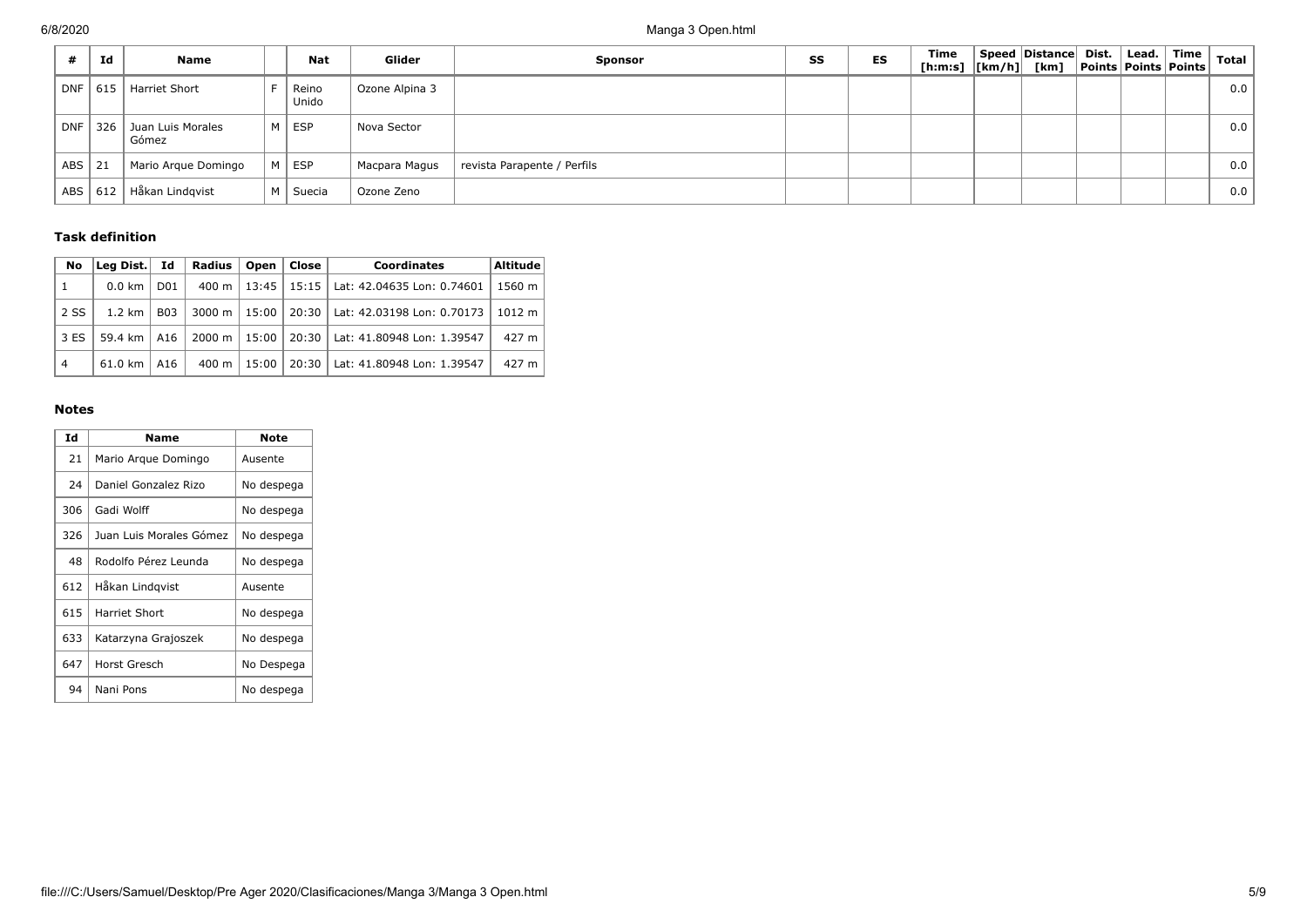| # | Id | Name | | Nat | Glider | Sponsor | SS | ES | Time [h:m:s] | Speed [km/h] | Distance [km] | Dist. Points | Lead. Points | Time Points | Total |
|---|---|---|---|---|---|---|---|---|---|---|---|---|---|---|---|
| DNF | 615 | Harriet Short | F | Reino Unido | Ozone Alpina 3 | | | | | | | | | | 0.0 |
| DNF | 326 | Juan Luis Morales Gómez | M | ESP | Nova Sector | | | | | | | | | | 0.0 |
| ABS | 21 | Mario Arque Domingo | M | ESP | Macpara Magus | revista Parapente / Perfils | | | | | | | | | 0.0 |
| ABS | 612 | Håkan Lindqvist | M | Suecia | Ozone Zeno | | | | | | | | | | 0.0 |

### Task definition

| No | Leg Dist. | Id | Radius | Open | Close | Coordinates | Altitude |
|---|---|---|---|---|---|---|---|
| 1 | 0.0 km | D01 | 400 m | 13:45 | 15:15 | Lat: 42.04635 Lon: 0.74601 | 1560 m |
| 2 SS | 1.2 km | B03 | 3000 m | 15:00 | 20:30 | Lat: 42.03198 Lon: 0.70173 | 1012 m |
| 3 ES | 59.4 km | A16 | 2000 m | 15:00 | 20:30 | Lat: 41.80948 Lon: 1.39547 | 427 m |
| 4 | 61.0 km | A16 | 400 m | 15:00 | 20:30 | Lat: 41.80948 Lon: 1.39547 | 427 m |

### Notes

| Id | Name | Note |
|---|---|---|
| 21 | Mario Arque Domingo | Ausente |
| 24 | Daniel Gonzalez Rizo | No despega |
| 306 | Gadi Wolff | No despega |
| 326 | Juan Luis Morales Gómez | No despega |
| 48 | Rodolfo Pérez Leunda | No despega |
| 612 | Håkan Lindqvist | Ausente |
| 615 | Harriet Short | No despega |
| 633 | Katarzyna Grajoszek | No despega |
| 647 | Horst Gresch | No Despega |
| 94 | Nani Pons | No despega |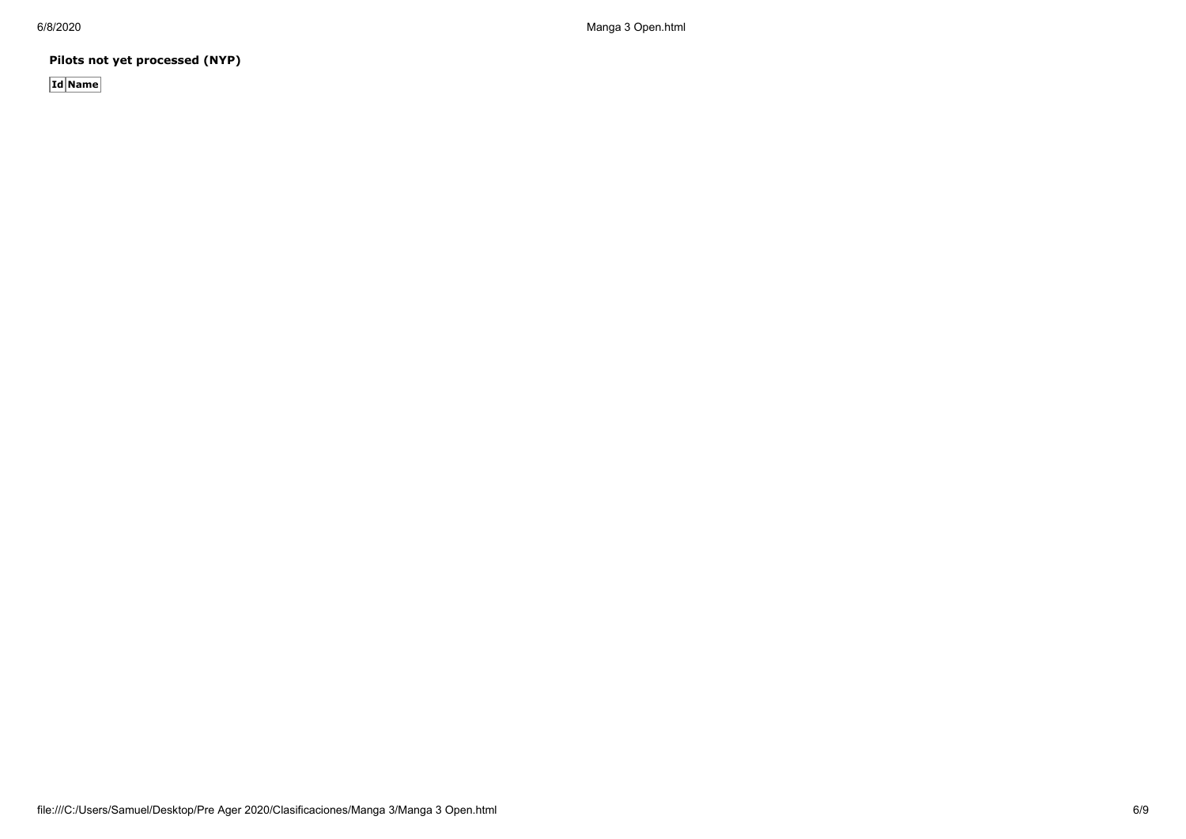**Pilots not yet processed (NYP)**

| Id | Name |
|---|---|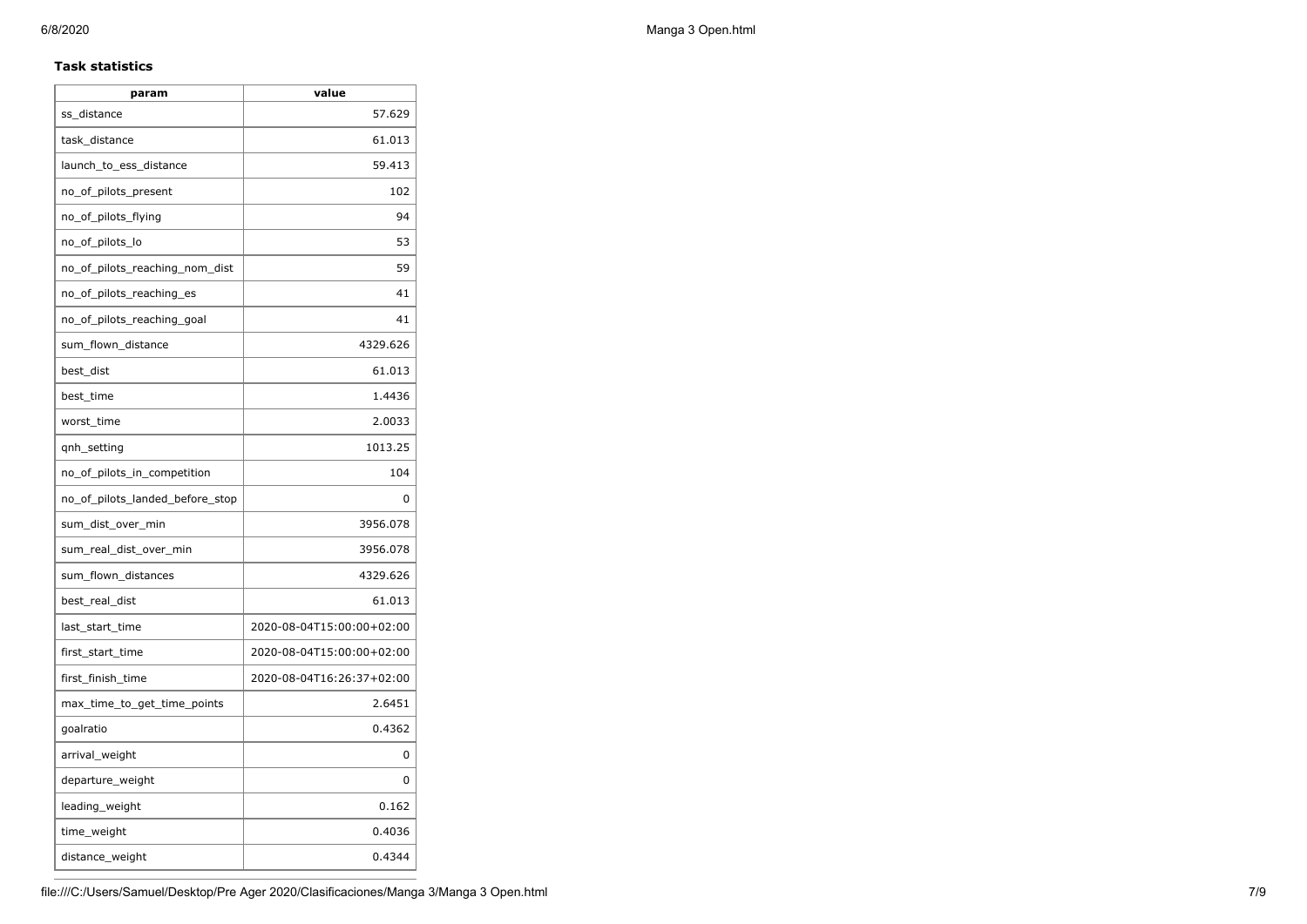**Task statistics**

| param | value |
| --- | --- |
| ss_distance | 57.629 |
| task_distance | 61.013 |
| launch_to_ess_distance | 59.413 |
| no_of_pilots_present | 102 |
| no_of_pilots_flying | 94 |
| no_of_pilots_lo | 53 |
| no_of_pilots_reaching_nom_dist | 59 |
| no_of_pilots_reaching_es | 41 |
| no_of_pilots_reaching_goal | 41 |
| sum_flown_distance | 4329.626 |
| best_dist | 61.013 |
| best_time | 1.4436 |
| worst_time | 2.0033 |
| qnh_setting | 1013.25 |
| no_of_pilots_in_competition | 104 |
| no_of_pilots_landed_before_stop | 0 |
| sum_dist_over_min | 3956.078 |
| sum_real_dist_over_min | 3956.078 |
| sum_flown_distances | 4329.626 |
| best_real_dist | 61.013 |
| last_start_time | 2020-08-04T15:00:00+02:00 |
| first_start_time | 2020-08-04T15:00:00+02:00 |
| first_finish_time | 2020-08-04T16:26:37+02:00 |
| max_time_to_get_time_points | 2.6451 |
| goalratio | 0.4362 |
| arrival_weight | 0 |
| departure_weight | 0 |
| leading_weight | 0.162 |
| time_weight | 0.4036 |
| distance_weight | 0.4344 |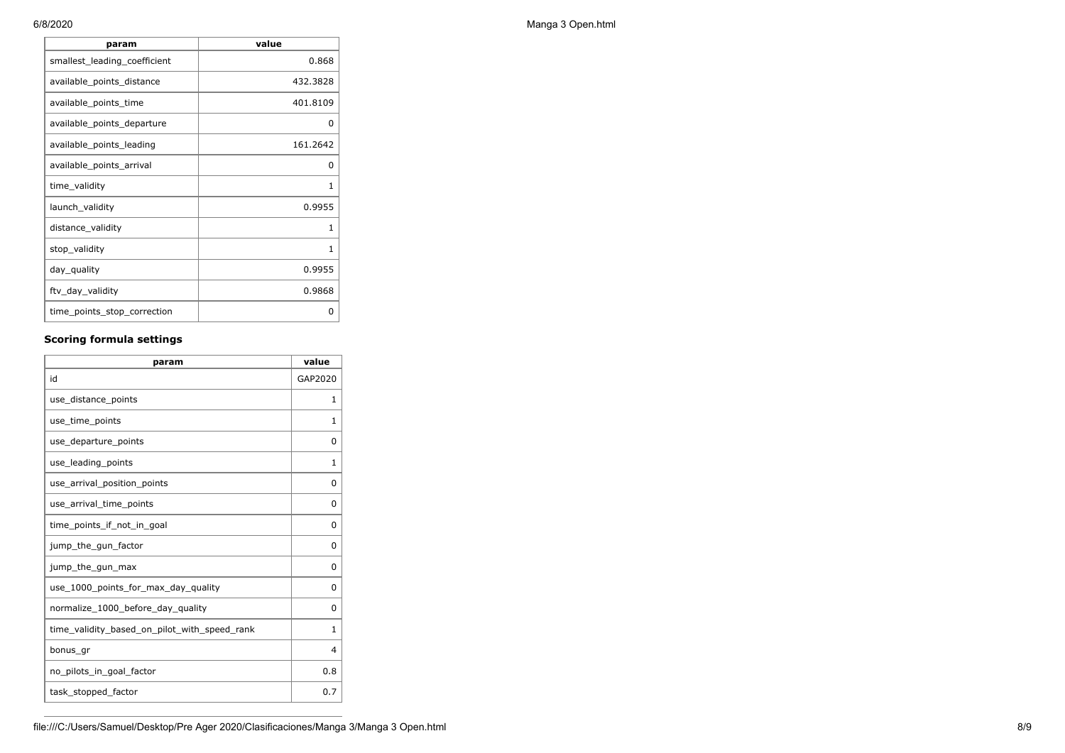| param | value |
| --- | --- |
| smallest_leading_coefficient | 0.868 |
| available_points_distance | 432.3828 |
| available_points_time | 401.8109 |
| available_points_departure | 0 |
| available_points_leading | 161.2642 |
| available_points_arrival | 0 |
| time_validity | 1 |
| launch_validity | 0.9955 |
| distance_validity | 1 |
| stop_validity | 1 |
| day_quality | 0.9955 |
| ftv_day_validity | 0.9868 |
| time_points_stop_correction | 0 |

### Scoring formula settings

| param | value |
| --- | --- |
| id | GAP2020 |
| use_distance_points | 1 |
| use_time_points | 1 |
| use_departure_points | 0 |
| use_leading_points | 1 |
| use_arrival_position_points | 0 |
| use_arrival_time_points | 0 |
| time_points_if_not_in_goal | 0 |
| jump_the_gun_factor | 0 |
| jump_the_gun_max | 0 |
| use_1000_points_for_max_day_quality | 0 |
| normalize_1000_before_day_quality | 0 |
| time_validity_based_on_pilot_with_speed_rank | 1 |
| bonus_gr | 4 |
| no_pilots_in_goal_factor | 0.8 |
| task_stopped_factor | 0.7 |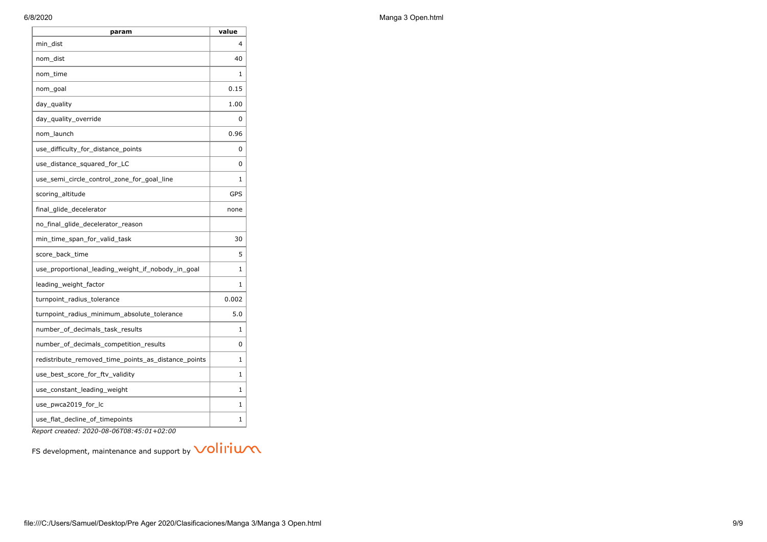| param | value |
|---|---|
| min_dist | 4 |
| nom_dist | 40 |
| nom_time | 1 |
| nom_goal | 0.15 |
| day_quality | 1.00 |
| day_quality_override | 0 |
| nom_launch | 0.96 |
| use_difficulty_for_distance_points | 0 |
| use_distance_squared_for_LC | 0 |
| use_semi_circle_control_zone_for_goal_line | 1 |
| scoring_altitude | GPS |
| final_glide_decelerator | none |
| no_final_glide_decelerator_reason | |
| min_time_span_for_valid_task | 30 |
| score_back_time | 5 |
| use_proportional_leading_weight_if_nobody_in_goal | 1 |
| leading_weight_factor | 1 |
| turnpoint_radius_tolerance | 0.002 |
| turnpoint_radius_minimum_absolute_tolerance | 5.0 |
| number_of_decimals_task_results | 1 |
| number_of_decimals_competition_results | 0 |
| redistribute_removed_time_points_as_distance_points | 1 |
| use_best_score_for_ftv_validity | 1 |
| use_constant_leading_weight | 1 |
| use_pwca2019_for_lc | 1 |
| use_flat_decline_of_timepoints | 1 |

*Report created: 2020-08-06T08:45:01+02:00*

FS development, maintenance and support by volirium